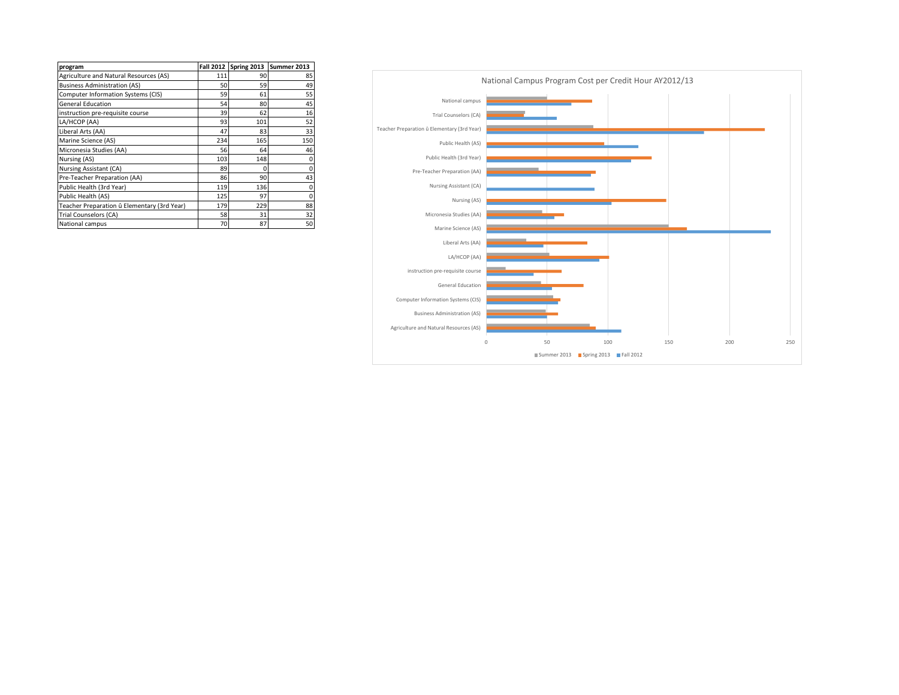| program | Fall 2012 | Spring 2013 | Summer 2013 |
|---|---|---|---|
| Agriculture and Natural Resources (AS) | 111 | 90 | 85 |
| Business Administration (AS) | 50 | 59 | 49 |
| Computer Information Systems (CIS) | 59 | 61 | 55 |
| General Education | 54 | 80 | 45 |
| instruction pre-requisite course | 39 | 62 | 16 |
| LA/HCOP (AA) | 93 | 101 | 52 |
| Liberal Arts (AA) | 47 | 83 | 33 |
| Marine Science (AS) | 234 | 165 | 150 |
| Micronesia Studies (AA) | 56 | 64 | 46 |
| Nursing (AS) | 103 | 148 | 0 |
| Nursing Assistant (CA) | 89 | 0 | 0 |
| Pre-Teacher Preparation (AA) | 86 | 90 | 43 |
| Public Health (3rd Year) | 119 | 136 | 0 |
| Public Health (AS) | 125 | 97 | 0 |
| Teacher Preparation û Elementary (3rd Year) | 179 | 229 | 88 |
| Trial Counselors (CA) | 58 | 31 | 32 |
| National campus | 70 | 87 | 50 |

National Campus Program Cost per Credit Hour AY2012/13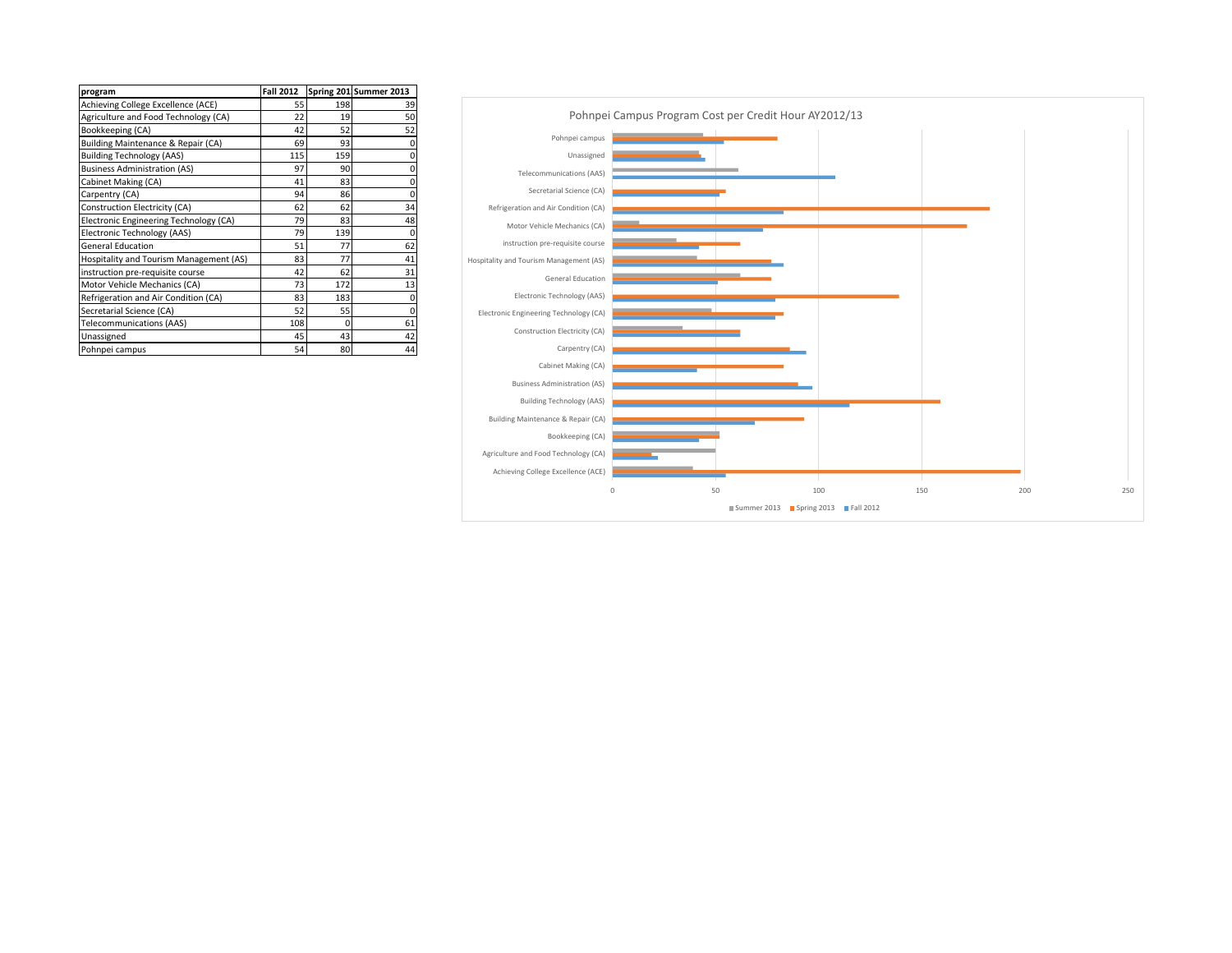| program | Fall 2012 | Spring 201 | Summer 2013 |
|---|---|---|---|
| Achieving College Excellence (ACE) | 55 | 198 | 39 |
| Agriculture and Food Technology (CA) | 22 | 19 | 50 |
| Bookkeeping (CA) | 42 | 52 | 52 |
| Building Maintenance & Repair (CA) | 69 | 93 | 0 |
| Building Technology (AAS) | 115 | 159 | 0 |
| Business Administration (AS) | 97 | 90 | 0 |
| Cabinet Making (CA) | 41 | 83 | 0 |
| Carpentry (CA) | 94 | 86 | 0 |
| Construction Electricity (CA) | 62 | 62 | 34 |
| Electronic Engineering Technology (CA) | 79 | 83 | 48 |
| Electronic Technology (AAS) | 79 | 139 | 0 |
| General Education | 51 | 77 | 62 |
| Hospitality and Tourism Management (AS) | 83 | 77 | 41 |
| instruction pre-requisite course | 42 | 62 | 31 |
| Motor Vehicle Mechanics (CA) | 73 | 172 | 13 |
| Refrigeration and Air Condition (CA) | 83 | 183 | 0 |
| Secretarial Science (CA) | 52 | 55 | 0 |
| Telecommunications (AAS) | 108 | 0 | 61 |
| Unassigned | 45 | 43 | 42 |
| Pohnpei campus | 54 | 80 | 44 |

Pohnpei Campus Program Cost per Credit Hour AY2012/13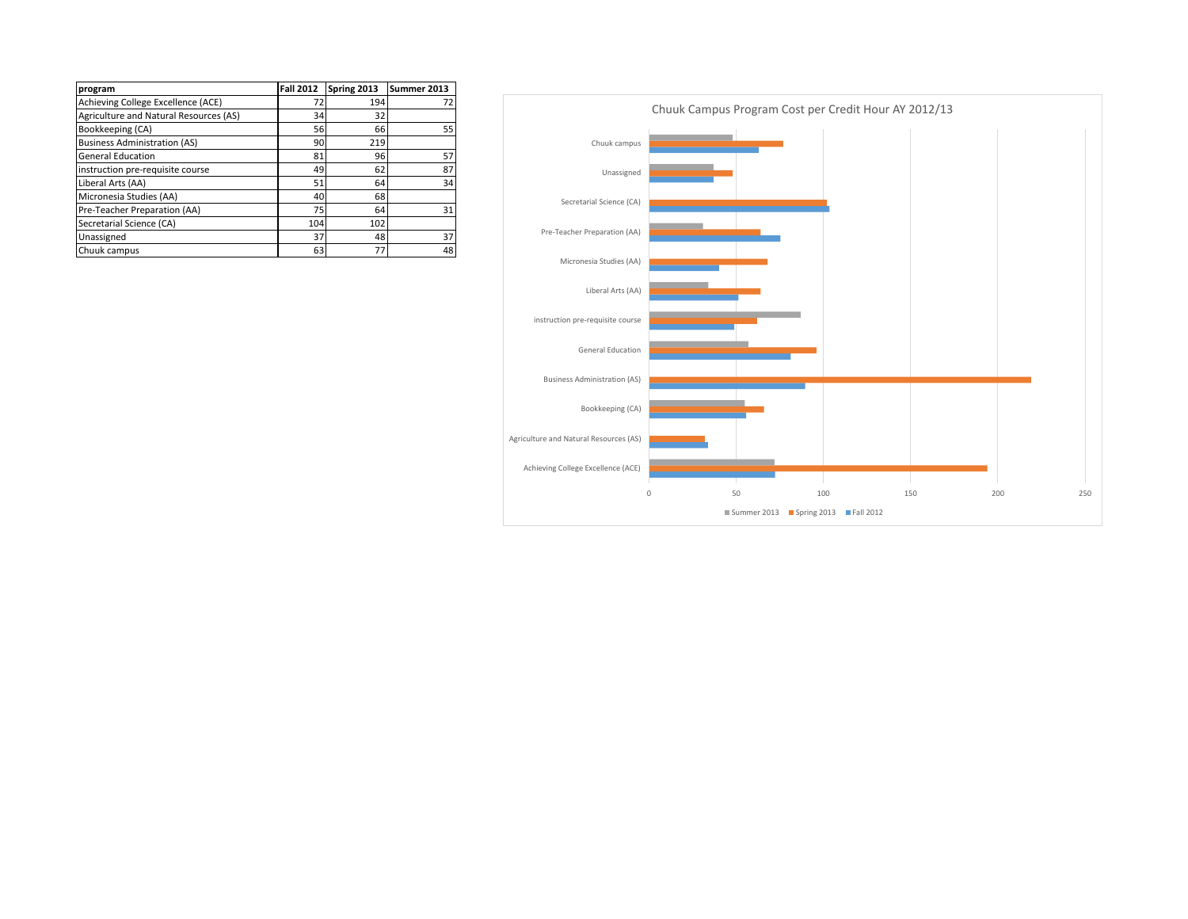| program | Fall 2012 | Spring 2013 | Summer 2013 |
|---|---|---|---|
| Achieving College Excellence (ACE) | 72 | 194 | 72 |
| Agriculture and Natural Resources (AS) | 34 | 32 | |
| Bookkeeping (CA) | 56 | 66 | 55 |
| Business Administration (AS) | 90 | 219 | |
| General Education | 81 | 96 | 57 |
| instruction pre-requisite course | 49 | 62 | 87 |
| Liberal Arts (AA) | 51 | 64 | 34 |
| Micronesia Studies (AA) | 40 | 68 | |
| Pre-Teacher Preparation (AA) | 75 | 64 | 31 |
| Secretarial Science (CA) | 104 | 102 | |
| Unassigned | 37 | 48 | 37 |
| Chuuk campus | 63 | 77 | 48 |

Chuuk Campus Program Cost per Credit Hour AY 2012/13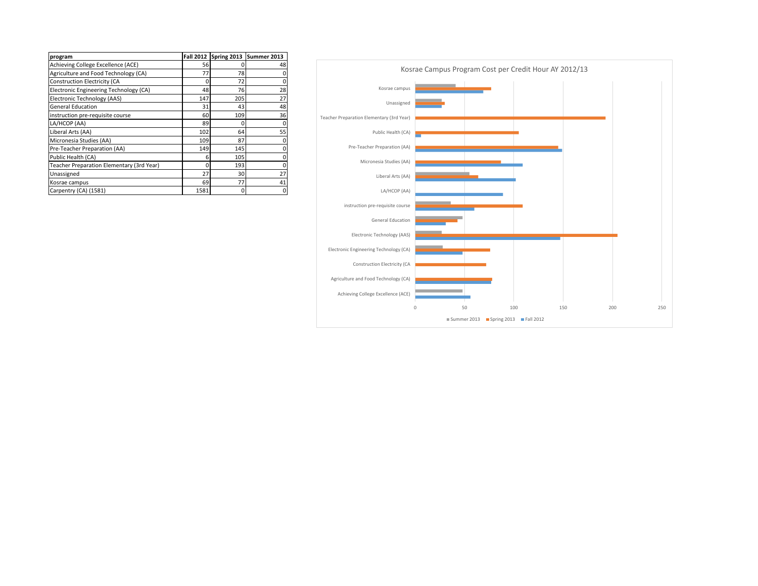| program | Fall 2012 | Spring 2013 | Summer 2013 |
|---|---|---|---|
| Achieving College Excellence (ACE) | 56 | 0 | 48 |
| Agriculture and Food Technology (CA) | 77 | 78 | 0 |
| Construction Electricity (CA | 0 | 72 | 0 |
| Electronic Engineering Technology (CA) | 48 | 76 | 28 |
| Electronic Technology (AAS) | 147 | 205 | 27 |
| General Education | 31 | 43 | 48 |
| instruction pre-requisite course | 60 | 109 | 36 |
| LA/HCOP (AA) | 89 | 0 | 0 |
| Liberal Arts (AA) | 102 | 64 | 55 |
| Micronesia Studies (AA) | 109 | 87 | 0 |
| Pre-Teacher Preparation (AA) | 149 | 145 | 0 |
| Public Health (CA) | 6 | 105 | 0 |
| Teacher Preparation Elementary (3rd Year) | 0 | 193 | 0 |
| Unassigned | 27 | 30 | 27 |
| Kosrae campus | 69 | 77 | 41 |
| Carpentry (CA) (1581) | 1581 | 0 | 0 |

Kosrae Campus Program Cost per Credit Hour AY 2012/13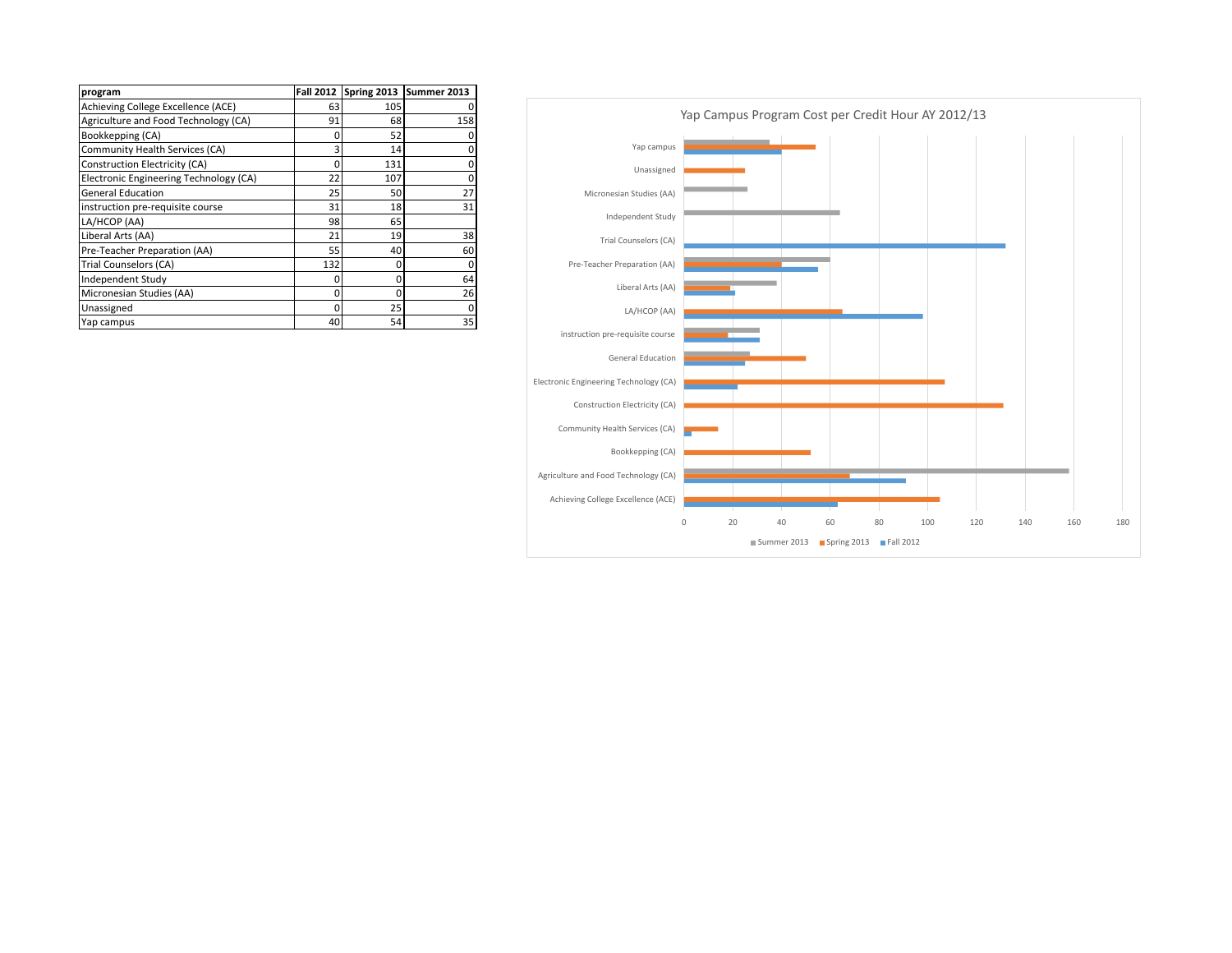| program | Fall 2012 | Spring 2013 | Summer 2013 |
|---|---|---|---|
| Achieving College Excellence (ACE) | 63 | 105 | 0 |
| Agriculture and Food Technology (CA) | 91 | 68 | 158 |
| Bookkepping (CA) | 0 | 52 | 0 |
| Community Health Services (CA) | 3 | 14 | 0 |
| Construction Electricity (CA) | 0 | 131 | 0 |
| Electronic Engineering Technology (CA) | 22 | 107 | 0 |
| General Education | 25 | 50 | 27 |
| instruction pre-requisite course | 31 | 18 | 31 |
| LA/HCOP (AA) | 98 | 65 | |
| Liberal Arts (AA) | 21 | 19 | 38 |
| Pre-Teacher Preparation (AA) | 55 | 40 | 60 |
| Trial Counselors (CA) | 132 | 0 | 0 |
| Independent Study | 0 | 0 | 64 |
| Micronesian Studies (AA) | 0 | 0 | 26 |
| Unassigned | 0 | 25 | 0 |
| Yap campus | 40 | 54 | 35 |

Yap Campus Program Cost per Credit Hour AY 2012/13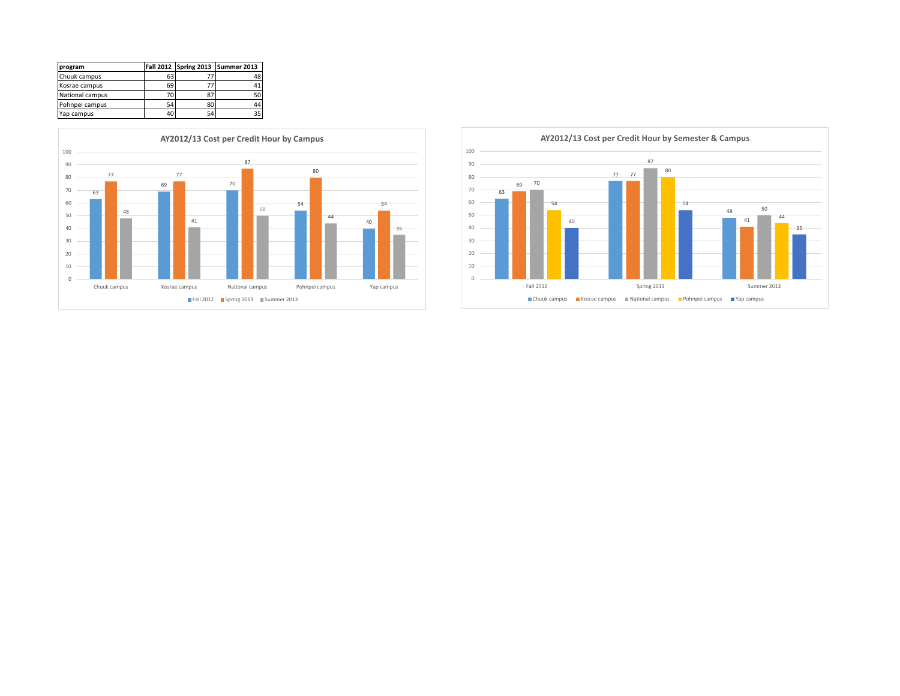| program | Fall 2012 | Spring 2013 | Summer 2013 |
|---|---|---|---|
| Chuuk campus | 63 | 77 | 48 |
| Kosrae campus | 69 | 77 | 41 |
| National campus | 70 | 87 | 50 |
| Pohnpei campus | 54 | 80 | 44 |
| Yap campus | 40 | 54 | 35 |

AY2012/13 Cost per Credit Hour by Campus

0
10
20
30
40
50
60
70
80
90
100

63 77 48
69 77 41
70 87 50
54 80 44
40 54 35

Chuuk campus
Kosrae campus
National campus
Pohnpei campus
Yap campus

Fall 2012
Spring 2013
Summer 2013

AY2012/13 Cost per Credit Hour by Semester & Campus

0
10
20
30
40
50
60
70
80
90
100

63 69 70 54 40
77 77 87 80 54
48 41 50 44 35

Fall 2012
Spring 2013
Summer 2013

Chuuk campus
Kosrae campus
National campus
Pohnpei campus
Yap campus